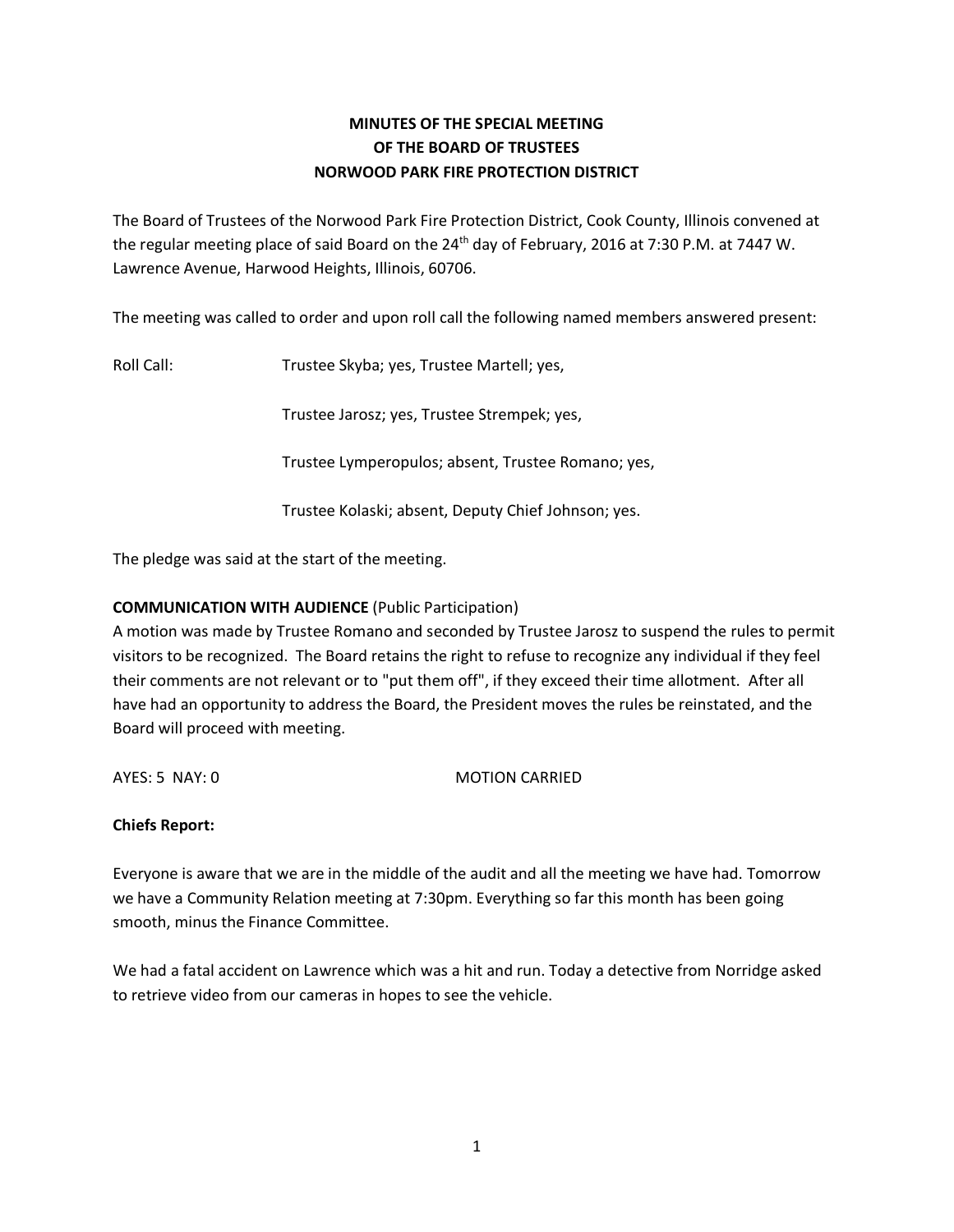# MINUTES OF THE SPECIAL MEETING
# OF THE BOARD OF TRUSTEES
# NORWOOD PARK FIRE PROTECTION DISTRICT

The Board of Trustees of the Norwood Park Fire Protection District, Cook County, Illinois convened at the regular meeting place of said Board on the 24th day of February, 2016 at 7:30 P.M. at 7447 W. Lawrence Avenue, Harwood Heights, Illinois, 60706.

The meeting was called to order and upon roll call the following named members answered present:

Roll Call: Trustee Skyba; yes, Trustee Martell; yes,

Trustee Jarosz; yes, Trustee Strempek; yes,

Trustee Lymperopulos; absent, Trustee Romano; yes,

Trustee Kolaski; absent, Deputy Chief Johnson; yes.

The pledge was said at the start of the meeting.

**COMMUNICATION WITH AUDIENCE** (Public Participation)
A motion was made by Trustee Romano and seconded by Trustee Jarosz to suspend the rules to permit visitors to be recognized. The Board retains the right to refuse to recognize any individual if they feel their comments are not relevant or to "put them off", if they exceed their time allotment. After all have had an opportunity to address the Board, the President moves the rules be reinstated, and the Board will proceed with meeting.

AYES: 5 NAY: 0 MOTION CARRIED

**Chiefs Report:**

Everyone is aware that we are in the middle of the audit and all the meeting we have had. Tomorrow we have a Community Relation meeting at 7:30pm. Everything so far this month has been going smooth, minus the Finance Committee.

We had a fatal accident on Lawrence which was a hit and run. Today a detective from Norridge asked to retrieve video from our cameras in hopes to see the vehicle.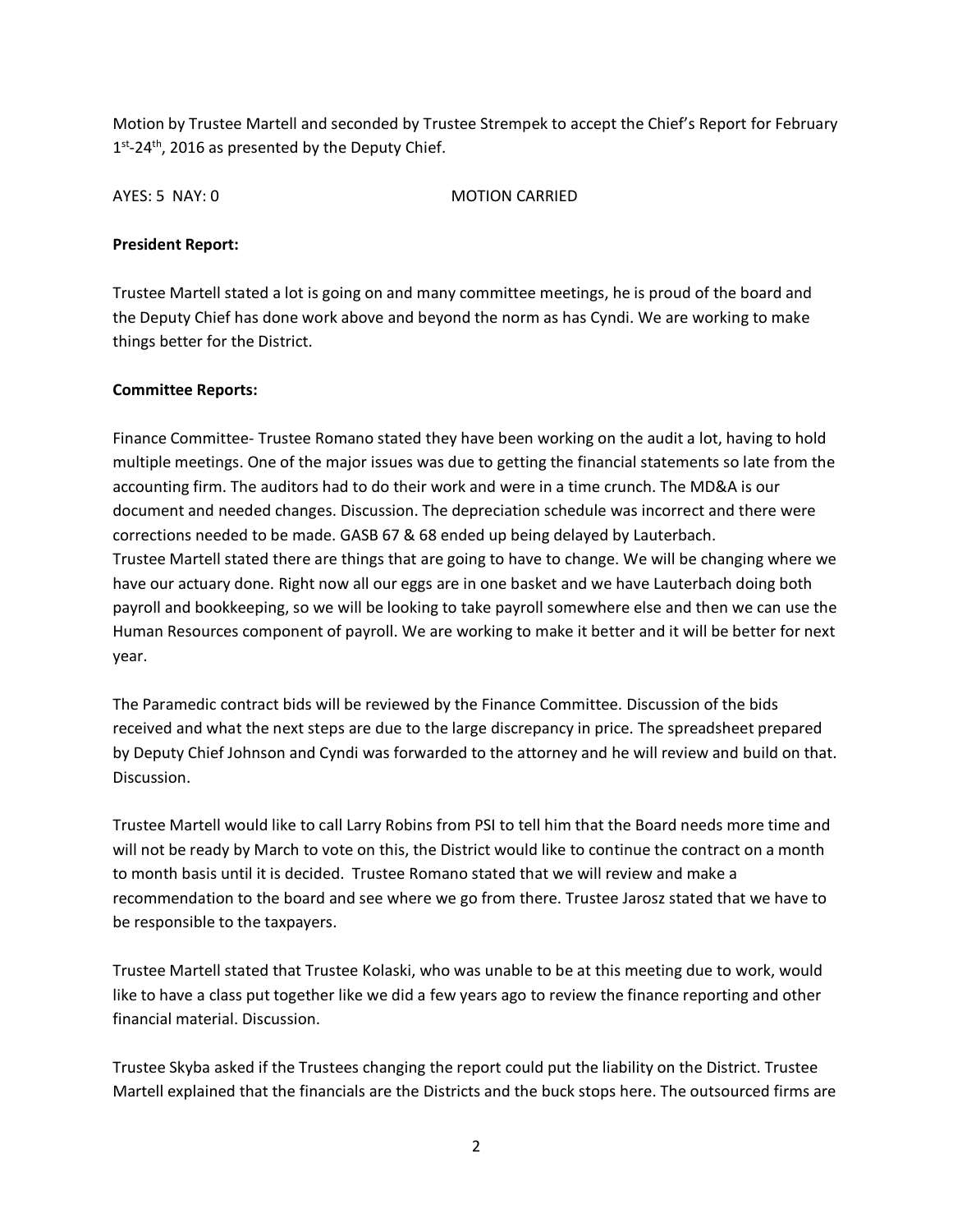Motion by Trustee Martell and seconded by Trustee Strempek to accept the Chief's Report for February 1st-24th, 2016 as presented by the Deputy Chief.

AYES: 5 NAY: 0 MOTION CARRIED

**President Report:**

Trustee Martell stated a lot is going on and many committee meetings, he is proud of the board and the Deputy Chief has done work above and beyond the norm as has Cyndi. We are working to make things better for the District.

**Committee Reports:**

Finance Committee- Trustee Romano stated they have been working on the audit a lot, having to hold multiple meetings. One of the major issues was due to getting the financial statements so late from the accounting firm. The auditors had to do their work and were in a time crunch. The MD&A is our document and needed changes. Discussion. The depreciation schedule was incorrect and there were corrections needed to be made. GASB 67 & 68 ended up being delayed by Lauterbach.
Trustee Martell stated there are things that are going to have to change. We will be changing where we have our actuary done. Right now all our eggs are in one basket and we have Lauterbach doing both payroll and bookkeeping, so we will be looking to take payroll somewhere else and then we can use the Human Resources component of payroll. We are working to make it better and it will be better for next year.

The Paramedic contract bids will be reviewed by the Finance Committee. Discussion of the bids received and what the next steps are due to the large discrepancy in price. The spreadsheet prepared by Deputy Chief Johnson and Cyndi was forwarded to the attorney and he will review and build on that. Discussion.

Trustee Martell would like to call Larry Robins from PSI to tell him that the Board needs more time and will not be ready by March to vote on this, the District would like to continue the contract on a month to month basis until it is decided. Trustee Romano stated that we will review and make a recommendation to the board and see where we go from there. Trustee Jarosz stated that we have to be responsible to the taxpayers.

Trustee Martell stated that Trustee Kolaski, who was unable to be at this meeting due to work, would like to have a class put together like we did a few years ago to review the finance reporting and other financial material. Discussion.

Trustee Skyba asked if the Trustees changing the report could put the liability on the District. Trustee Martell explained that the financials are the Districts and the buck stops here. The outsourced firms are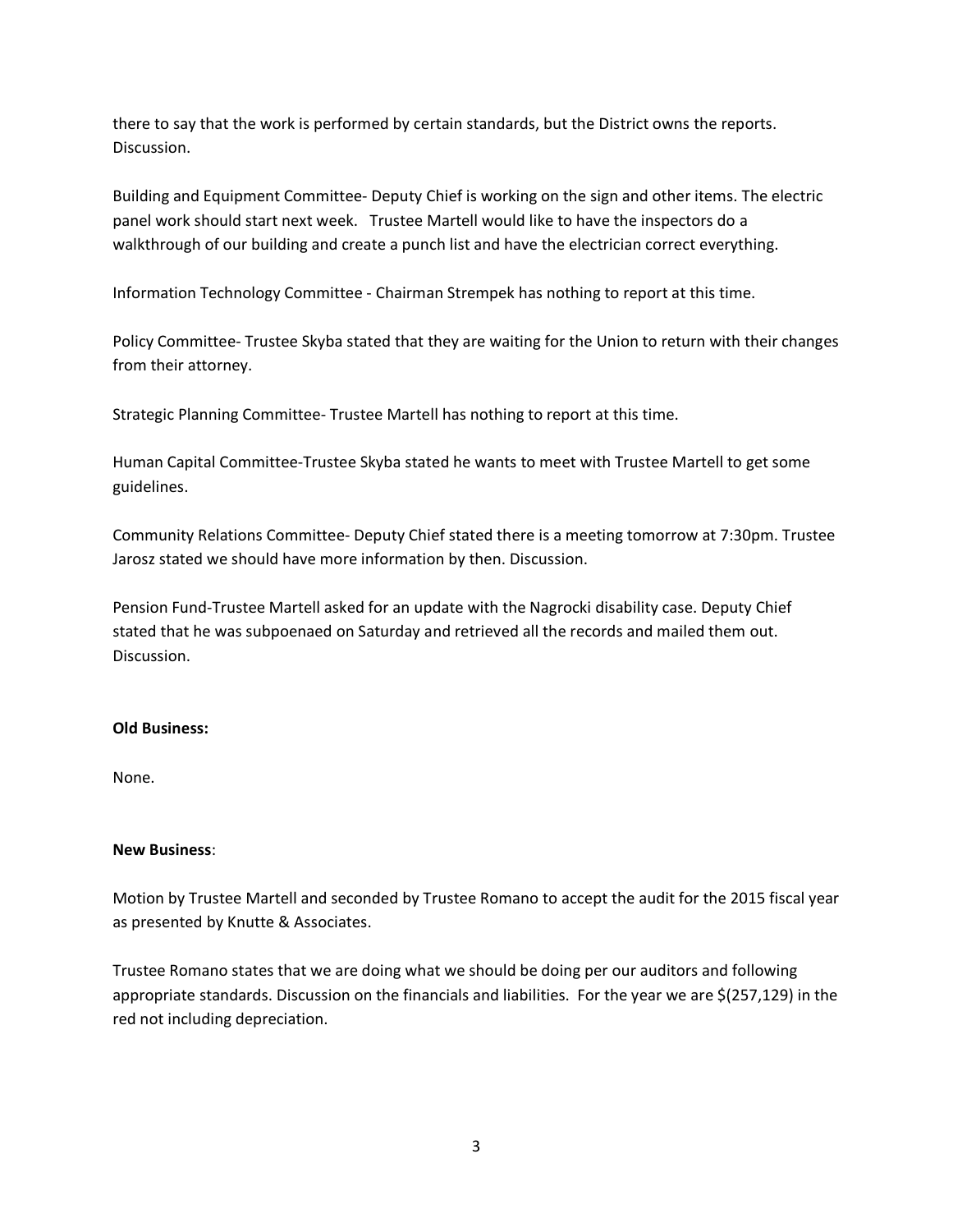there to say that the work is performed by certain standards, but the District owns the reports. Discussion.

Building and Equipment Committee- Deputy Chief is working on the sign and other items. The electric panel work should start next week. Trustee Martell would like to have the inspectors do a walkthrough of our building and create a punch list and have the electrician correct everything.

Information Technology Committee - Chairman Strempek has nothing to report at this time.

Policy Committee- Trustee Skyba stated that they are waiting for the Union to return with their changes from their attorney.

Strategic Planning Committee- Trustee Martell has nothing to report at this time.

Human Capital Committee-Trustee Skyba stated he wants to meet with Trustee Martell to get some guidelines.

Community Relations Committee- Deputy Chief stated there is a meeting tomorrow at 7:30pm. Trustee Jarosz stated we should have more information by then. Discussion.

Pension Fund-Trustee Martell asked for an update with the Nagrocki disability case. Deputy Chief stated that he was subpoenaed on Saturday and retrieved all the records and mailed them out. Discussion.

**Old Business:**

None.

**New Business**:

Motion by Trustee Martell and seconded by Trustee Romano to accept the audit for the 2015 fiscal year as presented by Knutte & Associates.

Trustee Romano states that we are doing what we should be doing per our auditors and following appropriate standards. Discussion on the financials and liabilities. For the year we are $(257,129) in the red not including depreciation.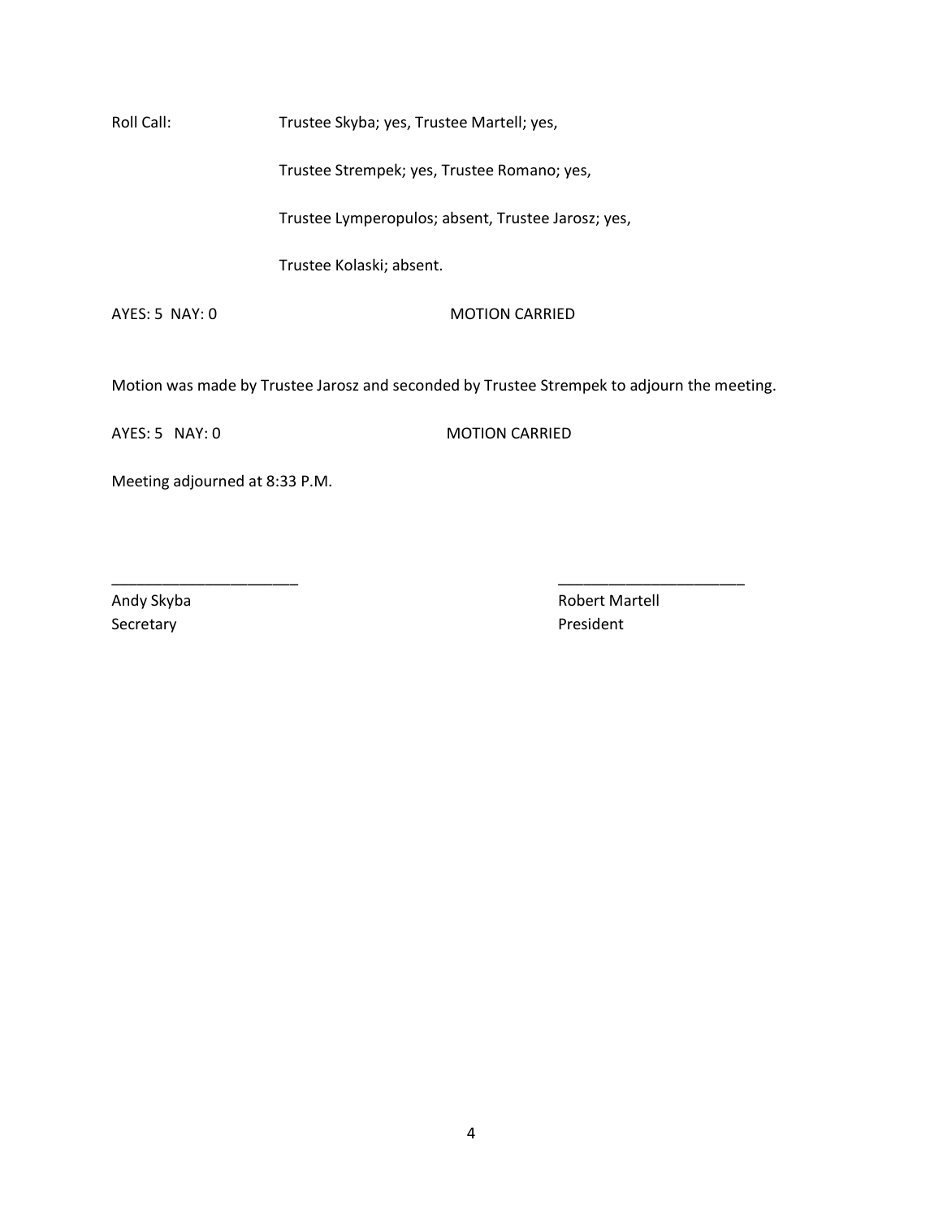Roll Call: Trustee Skyba; yes, Trustee Martell; yes,

Trustee Strempek; yes, Trustee Romano; yes,

Trustee Lymperopulos; absent, Trustee Jarosz; yes,

Trustee Kolaski; absent.

AYES: 5 NAY: 0 MOTION CARRIED

Motion was made by Trustee Jarosz and seconded by Trustee Strempek to adjourn the meeting.

AYES: 5 NAY: 0 MOTION CARRIED

Meeting adjourned at 8:33 P.M.

______________________ ______________________

Andy Skyba Robert Martell

Secretary President